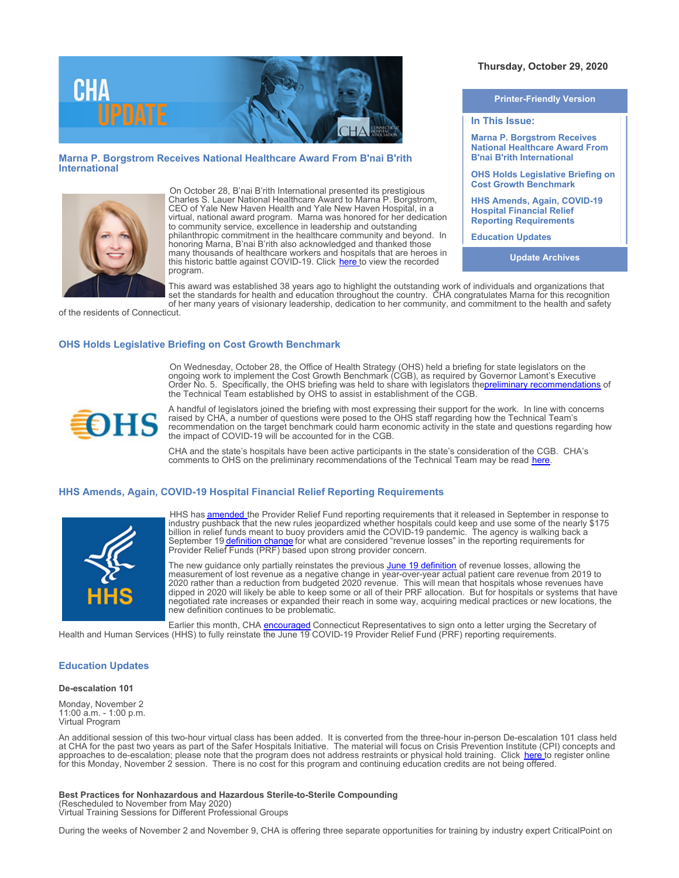Thursday, October 29, 2020

Printer-Friendly Version

**In This Issue:**

- Marna P. Borgstrom Receives National Healthcare Award From B'nai B'rith International
- OHS Holds Legislative Briefing on Cost Growth Benchmark
- HHS Amends, Again, COVID-19 Hospital Financial Relief Reporting Requirements
- Education Updates

Update Archives

## Marna P. Borgstrom Receives National Healthcare Award From B'nai B'rith International

On October 28, B'nai B'rith International presented its prestigious Charles S. Lauer National Healthcare Award to Marna P. Borgstrom, CEO of Yale New Haven Health and Yale New Haven Hospital, in a virtual, national award program. Marna was honored for her dedication to community service, excellence in leadership and outstanding philanthropic commitment in the healthcare community and beyond. In honoring Marna, B'nai B'rith also acknowledged and thanked those many thousands of healthcare workers and hospitals that are heroes in this historic battle against COVID-19. Click here to view the recorded program.

This award was established 38 years ago to highlight the outstanding work of individuals and organizations that set the standards for health and education throughout the country. CHA congratulates Marna for this recognition of her many years of visionary leadership, dedication to her community, and commitment to the health and safety of the residents of Connecticut.

## OHS Holds Legislative Briefing on Cost Growth Benchmark

On Wednesday, October 28, the Office of Health Strategy (OHS) held a briefing for state legislators on the ongoing work to implement the Cost Growth Benchmark (CGB), as required by Governor Lamont's Executive Order No. 5. Specifically, the OHS briefing was held to share with legislators the preliminary recommendations of the Technical Team established by OHS to assist in establishment of the CGB.

A handful of legislators joined the briefing with most expressing their support for the work. In line with concerns raised by CHA, a number of questions were posed to the OHS staff regarding how the Technical Team's recommendation on the target benchmark could harm economic activity in the state and questions regarding how the impact of COVID-19 will be accounted for in the CGB.

CHA and the state's hospitals have been active participants in the state's consideration of the CGB. CHA's comments to OHS on the preliminary recommendations of the Technical Team may be read here.

## HHS Amends, Again, COVID-19 Hospital Financial Relief Reporting Requirements

HHS has amended the Provider Relief Fund reporting requirements that it released in September in response to industry pushback that the new rules jeopardized whether hospitals could keep and use some of the nearly $175 billion in relief funds meant to buoy providers amid the COVID-19 pandemic. The agency is walking back a September 19 definition change for what are considered "revenue losses" in the reporting requirements for Provider Relief Funds (PRF) based upon strong provider concern.

The new guidance only partially reinstates the previous June 19 definition of revenue losses, allowing the measurement of lost revenue as a negative change in year-over-year actual patient care revenue from 2019 to 2020 rather than a reduction from budgeted 2020 revenue. This will mean that hospitals whose revenues have dipped in 2020 will likely be able to keep some or all of their PRF allocation. But for hospitals or systems that have negotiated rate increases or expanded their reach in some way, acquiring medical practices or new locations, the new definition continues to be problematic.

Earlier this month, CHA encouraged Connecticut Representatives to sign onto a letter urging the Secretary of Health and Human Services (HHS) to fully reinstate the June 19 COVID-19 Provider Relief Fund (PRF) reporting requirements.

## Education Updates

**De-escalation 101**

Monday, November 2
11:00 a.m. - 1:00 p.m.
Virtual Program

An additional session of this two-hour virtual class has been added. It is converted from the three-hour in-person De-escalation 101 class held at CHA for the past two years as part of the Safer Hospitals Initiative. The material will focus on Crisis Prevention Institute (CPI) concepts and approaches to de-escalation; please note that the program does not address restraints or physical hold training. Click here to register online for this Monday, November 2 session. There is no cost for this program and continuing education credits are not being offered.

**Best Practices for Nonhazardous and Hazardous Sterile-to-Sterile Compounding**
(Rescheduled to November from May 2020)
Virtual Training Sessions for Different Professional Groups

During the weeks of November 2 and November 9, CHA is offering three separate opportunities for training by industry expert CriticalPoint on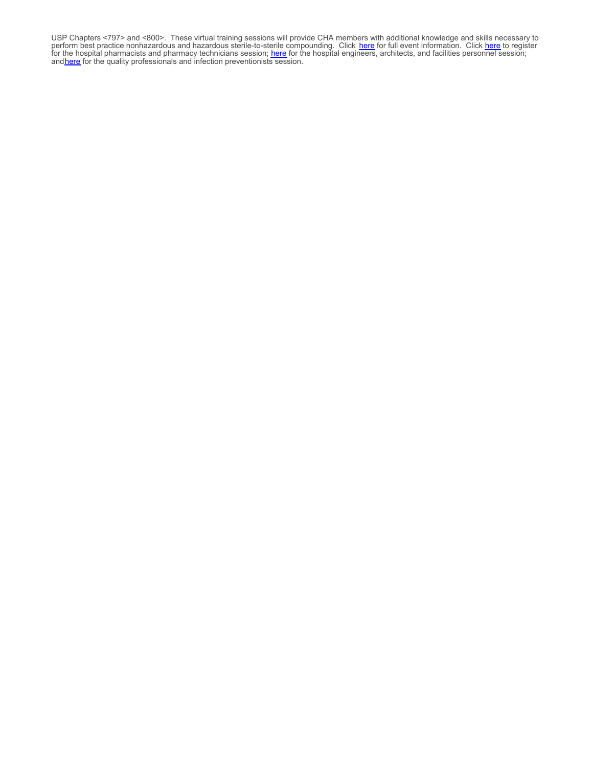USP Chapters <797> and <800>. These virtual training sessions will provide CHA members with additional knowledge and skills necessary to perform best practice nonhazardous and hazardous sterile-to-sterile compounding. Click here for full event information. Click here to register for the hospital pharmacists and pharmacy technicians session; here for the hospital engineers, architects, and facilities personnel session; and here for the quality professionals and infection preventionists session.